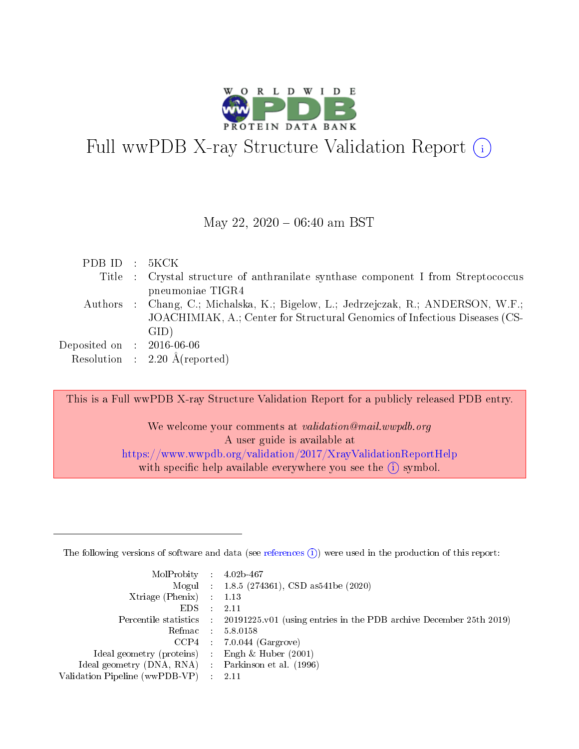# Full wwPDB X-ray Structure Validation Report (i)

May 22, 2020 – 06:40 am BST

| | | |
|---|---|---|
| PDB ID | : | 5KCK |
| Title | : | Crystal structure of anthranilate synthase component I from Streptococcus pneumoniae TIGR4 |
| Authors | : | Chang, C.; Michalska, K.; Bigelow, L.; Jedrzejczak, R.; ANDERSON, W.F.; JOACHIMIAK, A.; Center for Structural Genomics of Infectious Diseases (CSGID) |
| Deposited on | : | 2016-06-06 |
| Resolution | : | 2.20 Å(reported) |

This is a Full wwPDB X-ray Structure Validation Report for a publicly released PDB entry.

We welcome your comments at *validation@mail.wwpdb.org*
A user guide is available at
https://www.wwpdb.org/validation/2017/XrayValidationReportHelp
with specific help available everywhere you see the (i) symbol.

---

The following versions of software and data (see references (i)) were used in the production of this report:

| | | |
|---|---|---|
| MolProbity | : | 4.02b-467 |
| Mogul | : | 1.8.5 (274361), CSD as541be (2020) |
| Xtriage (Phenix) | : | 1.13 |
| EDS | : | 2.11 |
| Percentile statistics | : | 20191225.v01 (using entries in the PDB archive December 25th 2019) |
| Refmac | : | 5.8.0158 |
| CCP4 | : | 7.0.044 (Gargrove) |
| Ideal geometry (proteins) | : | Engh & Huber (2001) |
| Ideal geometry (DNA, RNA) | : | Parkinson et al. (1996) |
| Validation Pipeline (wwPDB-VP) | : | 2.11 |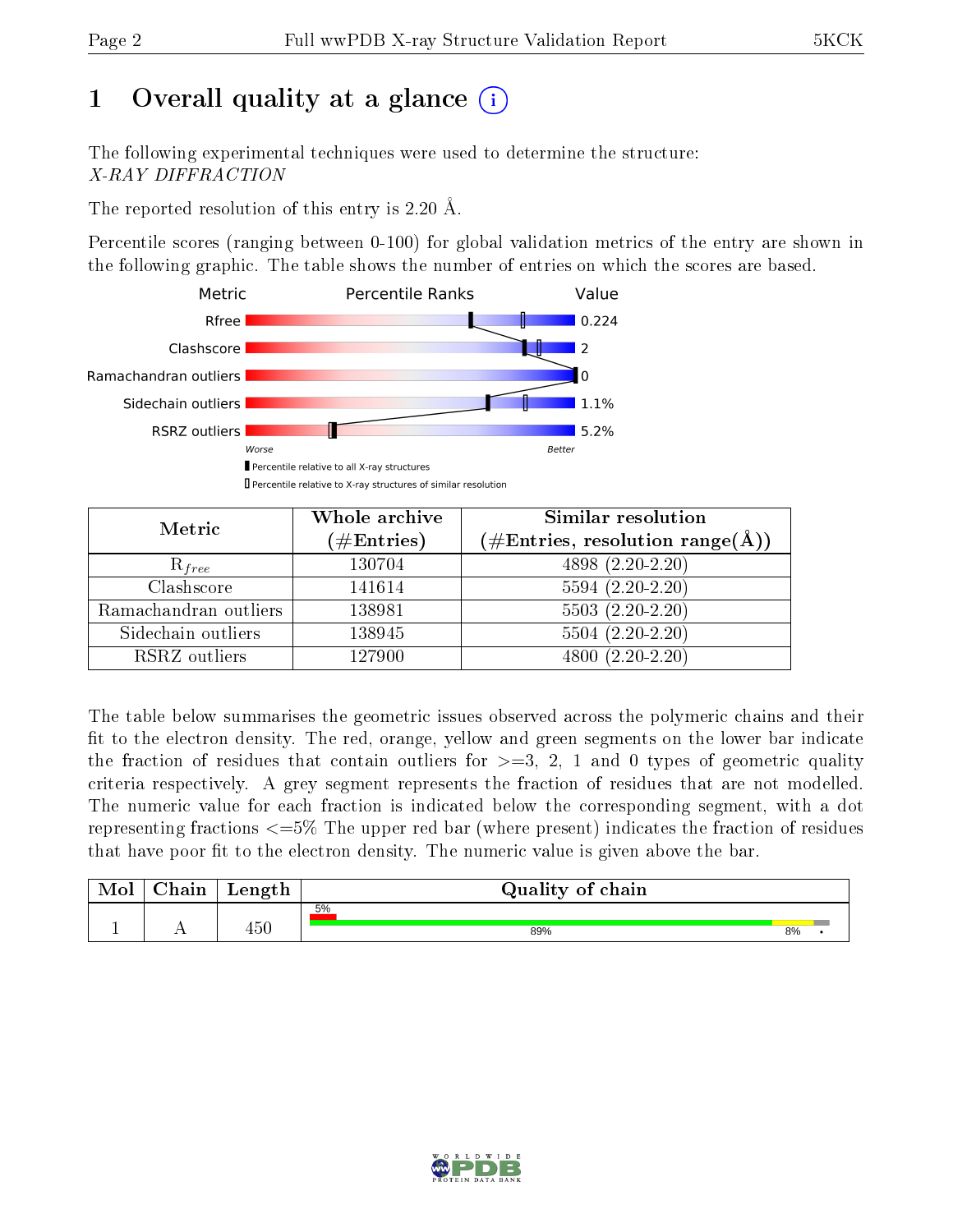# 1 Overall quality at a glance (i)

The following experimental techniques were used to determine the structure:
*X-RAY DIFFRACTION*

The reported resolution of this entry is 2.20 Å.

Percentile scores (ranging between 0-100) for global validation metrics of the entry are shown in the following graphic. The table shows the number of entries on which the scores are based.

| Metric | Value |
|---|---|
| Rfree | 0.224 |
| Clashscore | 2 |
| Ramachandran outliers | 0 |
| Sidechain outliers | 1.1% |
| RSRZ outliers | 5.2% |

Worse — Better

▮ Percentile relative to all X-ray structures

▯ Percentile relative to X-ray structures of similar resolution

| Metric | Whole archive (#Entries) | Similar resolution (#Entries, resolution range(Å)) |
|---|---|---|
| $R_{free}$ | 130704 | 4898 (2.20-2.20) |
| Clashscore | 141614 | 5594 (2.20-2.20) |
| Ramachandran outliers | 138981 | 5503 (2.20-2.20) |
| Sidechain outliers | 138945 | 5504 (2.20-2.20) |
| RSRZ outliers | 127900 | 4800 (2.20-2.20) |

The table below summarises the geometric issues observed across the polymeric chains and their fit to the electron density. The red, orange, yellow and green segments on the lower bar indicate the fraction of residues that contain outliers for >=3, 2, 1 and 0 types of geometric quality criteria respectively. A grey segment represents the fraction of residues that are not modelled. The numeric value for each fraction is indicated below the corresponding segment, with a dot representing fractions <=5% The upper red bar (where present) indicates the fraction of residues that have poor fit to the electron density. The numeric value is given above the bar.

| Mol | Chain | Length | Quality of chain |
|---|---|---|---|
| 1 | A | 450 | 5% (poor fit); 89% (green), 8% (yellow), • (grey) |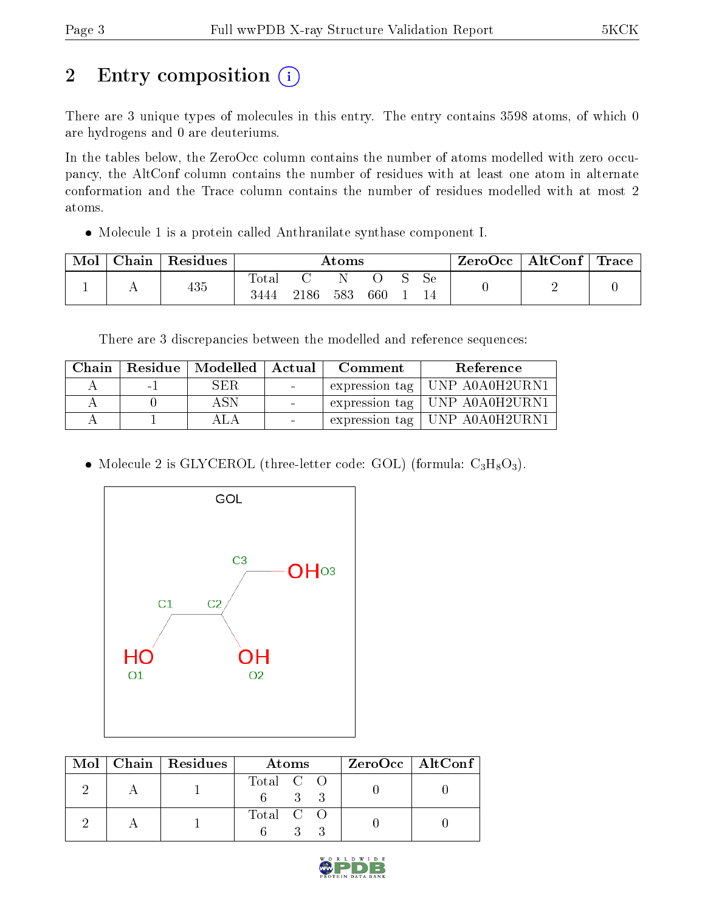# 2 Entry composition

There are 3 unique types of molecules in this entry. The entry contains 3598 atoms, of which 0 are hydrogens and 0 are deuteriums.

In the tables below, the ZeroOcc column contains the number of atoms modelled with zero occupancy, the AltConf column contains the number of residues with at least one atom in alternate conformation and the Trace column contains the number of residues modelled with at most 2 atoms.

- Molecule 1 is a protein called Anthranilate synthase component I.

| Mol | Chain | Residues | Atoms | | | | | | ZeroOcc | AltConf | Trace |
|---|---|---|---|---|---|---|---|---|---|---|---|
| | | | Total | C | N | O | S | Se | | | |
| 1 | A | 435 | 3444 | 2186 | 583 | 660 | 1 | 14 | 0 | 2 | 0 |

There are 3 discrepancies between the modelled and reference sequences:

| Chain | Residue | Modelled | Actual | Comment | Reference |
|---|---|---|---|---|---|
| A | -1 | SER | - | expression tag | UNP A0A0H2URN1 |
| A | 0 | ASN | - | expression tag | UNP A0A0H2URN1 |
| A | 1 | ALA | - | expression tag | UNP A0A0H2URN1 |

- Molecule 2 is GLYCEROL (three-letter code: GOL) (formula: $C_3H_8O_3$).

| Mol | Chain | Residues | Atoms | | | ZeroOcc | AltConf |
|---|---|---|---|---|---|---|---|
| | | | Total | C | O | | |
| 2 | A | 1 | 6 | 3 | 3 | 0 | 0 |
| 2 | A | 1 | 6 | 3 | 3 | 0 | 0 |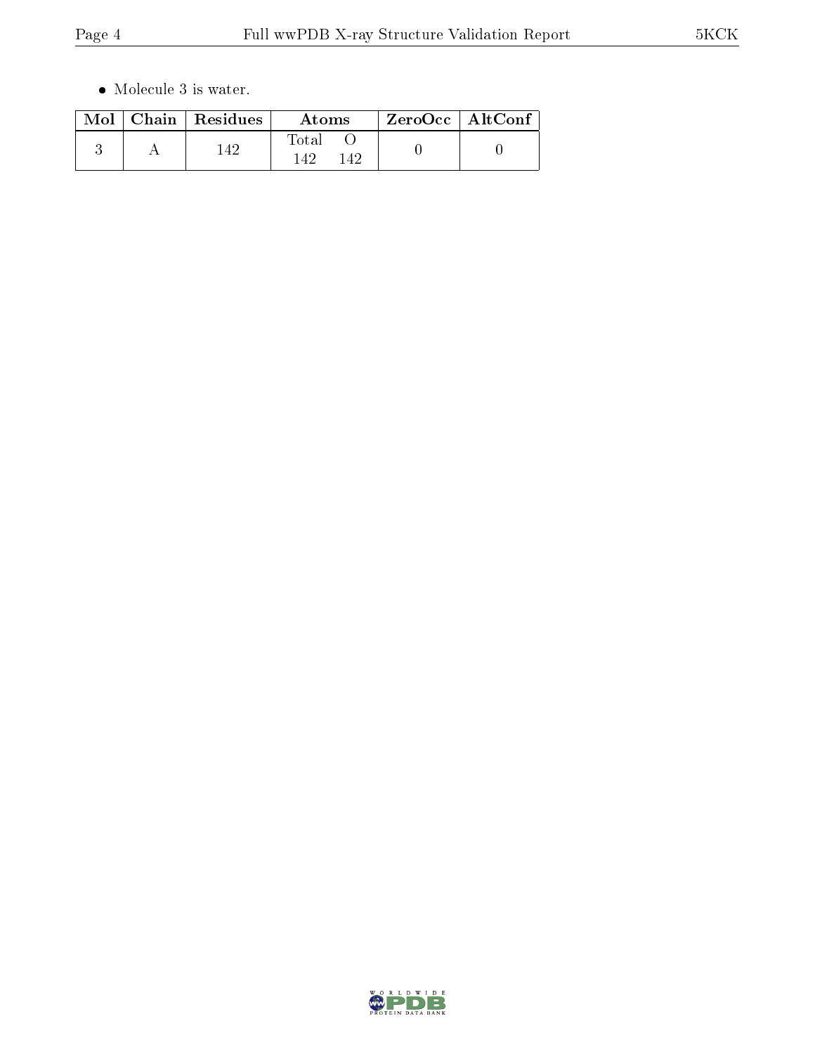- Molecule 3 is water.

| Mol | Chain | Residues | Atoms | | ZeroOcc | AltConf |
|---|---|---|---|---|---|---|
| | | | Total | O | | |
| 3 | A | 142 | 142 | 142 | 0 | 0 |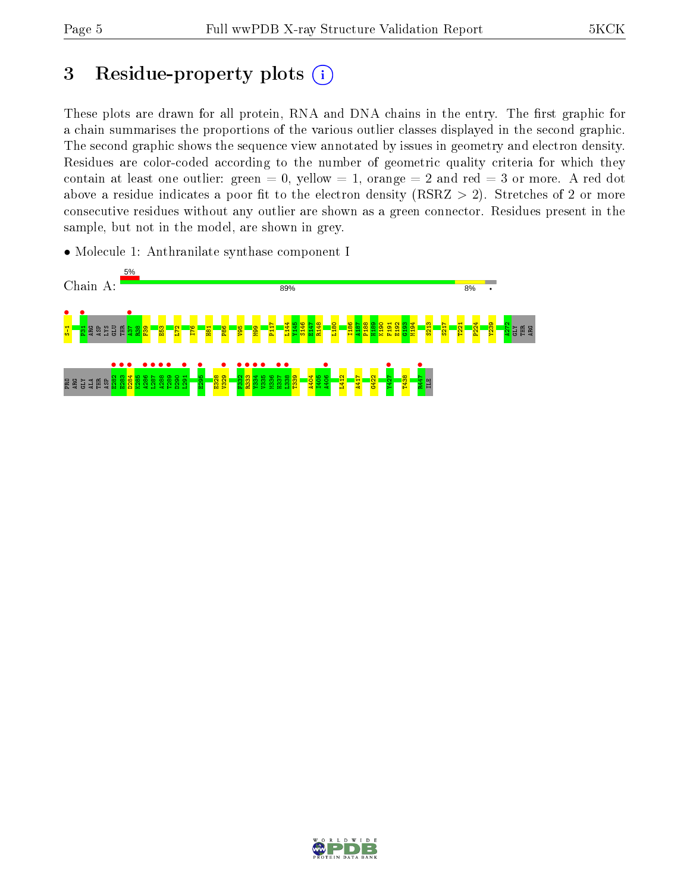# 3 Residue-property plots

These plots are drawn for all protein, RNA and DNA chains in the entry. The first graphic for a chain summarises the proportions of the various outlier classes displayed in the second graphic. The second graphic shows the sequence view annotated by issues in geometry and electron density. Residues are color-coded according to the number of geometric quality criteria for which they contain at least one outlier: green = 0, yellow = 1, orange = 2 and red = 3 or more. A red dot above a residue indicates a poor fit to the electron density (RSRZ > 2). Stretches of 2 or more consecutive residues without any outlier are shown as a green connector. Residues present in the sample, but not in the model, are shown in grey.

- Molecule 1: Anthranilate synthase component I

Chain A: 5% | 89% | 8% | •

S-1 P31 ARG ASP LYS GLU THR A37 R38 F39 E53 L72 I76 H81 P86 V95 M99 P117 L144 Y145 S146 E147 R148 L180 I186 A187 P188 H189 K190 F191 E192 G193 M194 S213 S217 T221 P224 Y239 A272 GLY THR ARG

PRO ARG GLY ALA THR ASP E282 E283 D284 K285 A286 L287 A288 T289 D290 L291 E295 E328 V329 F332 R333 Y334 V335 M336 H337 L338 T339 A404 I405 A406 L412 A417 G422 Y427 T438 R447 ILE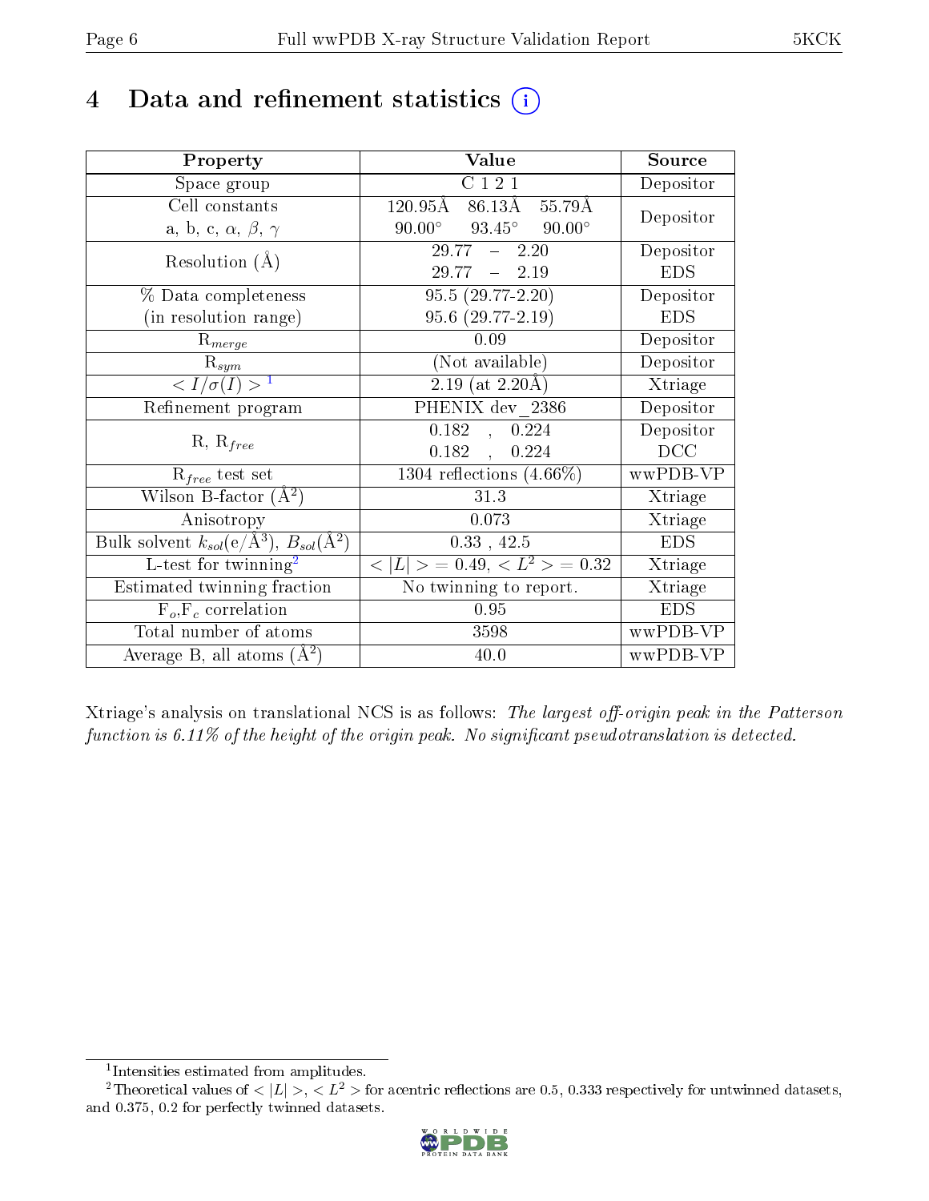# 4 Data and refinement statistics

| Property | Value | Source |
|---|---|---|
| Space group | C 1 2 1 | Depositor |
| Cell constants<br>a, b, c, $\alpha$, $\beta$, $\gamma$ | 120.95Å 86.13Å 55.79Å<br>90.00° 93.45° 90.00° | Depositor |
| Resolution (Å) | 29.77 – 2.20<br>29.77 – 2.19 | Depositor<br>EDS |
| % Data completeness<br>(in resolution range) | 95.5 (29.77-2.20)<br>95.6 (29.77-2.19) | Depositor<br>EDS |
| $R_{merge}$ | 0.09 | Depositor |
| $R_{sym}$ | (Not available) | Depositor |
| $< I/\sigma(I) >$ [1] | 2.19 (at 2.20Å) | Xtriage |
| Refinement program | PHENIX dev_2386 | Depositor |
| R, $R_{free}$ | 0.182 , 0.224<br>0.182 , 0.224 | Depositor<br>DCC |
| $R_{free}$ test set | 1304 reflections (4.66%) | wwPDB-VP |
| Wilson B-factor (Å$^2$) | 31.3 | Xtriage |
| Anisotropy | 0.073 | Xtriage |
| Bulk solvent $k_{sol}$(e/Å$^3$), $B_{sol}$(Å$^2$) | 0.33 , 42.5 | EDS |
| L-test for twinning[2] | $< \|L\| >$ = 0.49, $< L^2 >$ = 0.32 | Xtriage |
| Estimated twinning fraction | No twinning to report. | Xtriage |
| $F_o$,$F_c$ correlation | 0.95 | EDS |
| Total number of atoms | 3598 | wwPDB-VP |
| Average B, all atoms (Å$^2$) | 40.0 | wwPDB-VP |

Xtriage's analysis on translational NCS is as follows: *The largest off-origin peak in the Patterson function is 6.11% of the height of the origin peak. No significant pseudotranslation is detected.*

[1] Intensities estimated from amplitudes.

[2] Theoretical values of $< |L| >$, $< L^2 >$ for acentric reflections are 0.5, 0.333 respectively for untwinned datasets, and 0.375, 0.2 for perfectly twinned datasets.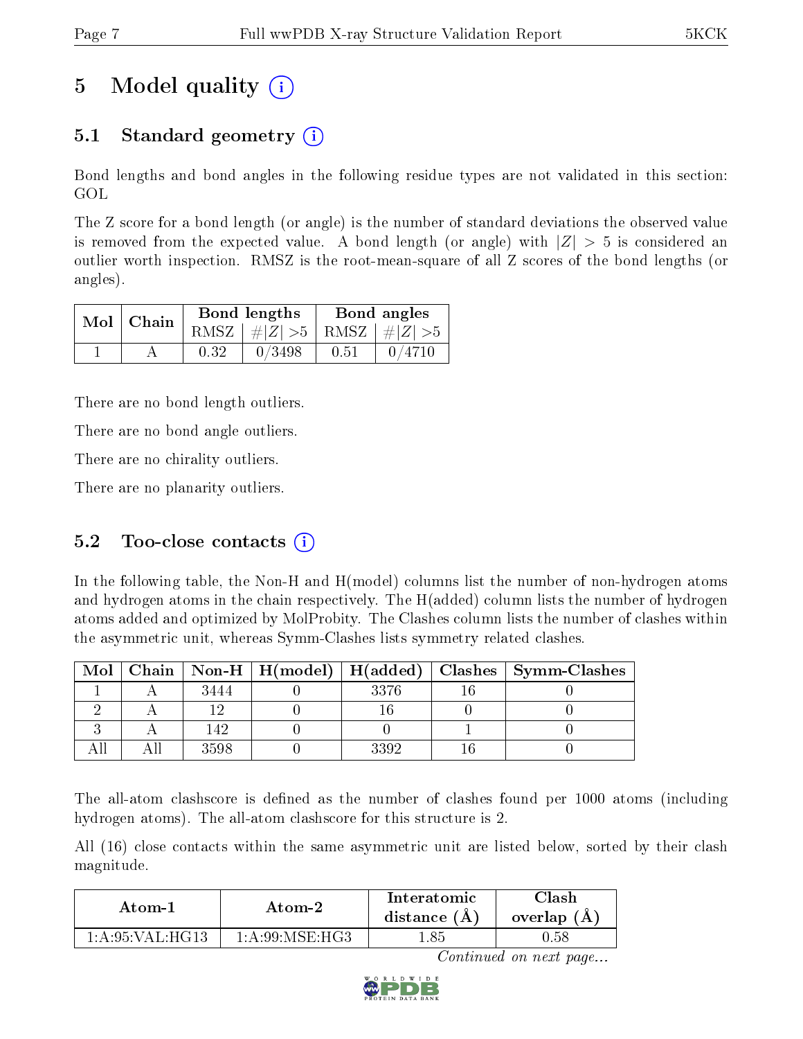# 5 Model quality (i)

## 5.1 Standard geometry (i)

Bond lengths and bond angles in the following residue types are not validated in this section: GOL

The Z score for a bond length (or angle) is the number of standard deviations the observed value is removed from the expected value. A bond length (or angle) with $|Z| > 5$ is considered an outlier worth inspection. RMSZ is the root-mean-square of all Z scores of the bond lengths (or angles).

| Mol | Chain | Bond lengths | | Bond angles | |
|---|---|---|---|---|---|
| | | RMSZ | #$|Z|$ >5 | RMSZ | #$|Z|$ >5 |
| 1 | A | 0.32 | 0/3498 | 0.51 | 0/4710 |

There are no bond length outliers.

There are no bond angle outliers.

There are no chirality outliers.

There are no planarity outliers.

## 5.2 Too-close contacts (i)

In the following table, the Non-H and H(model) columns list the number of non-hydrogen atoms and hydrogen atoms in the chain respectively. The H(added) column lists the number of hydrogen atoms added and optimized by MolProbity. The Clashes column lists the number of clashes within the asymmetric unit, whereas Symm-Clashes lists symmetry related clashes.

| Mol | Chain | Non-H | H(model) | H(added) | Clashes | Symm-Clashes |
|---|---|---|---|---|---|---|
| 1 | A | 3444 | 0 | 3376 | 16 | 0 |
| 2 | A | 12 | 0 | 16 | 0 | 0 |
| 3 | A | 142 | 0 | 0 | 1 | 0 |
| All | All | 3598 | 0 | 3392 | 16 | 0 |

The all-atom clashscore is defined as the number of clashes found per 1000 atoms (including hydrogen atoms). The all-atom clashscore for this structure is 2.

All (16) close contacts within the same asymmetric unit are listed below, sorted by their clash magnitude.

| Atom-1 | Atom-2 | Interatomic distance (Å) | Clash overlap (Å) |
|---|---|---|---|
| 1:A:95:VAL:HG13 | 1:A:99:MSE:HG3 | 1.85 | 0.58 |

*Continued on next page...*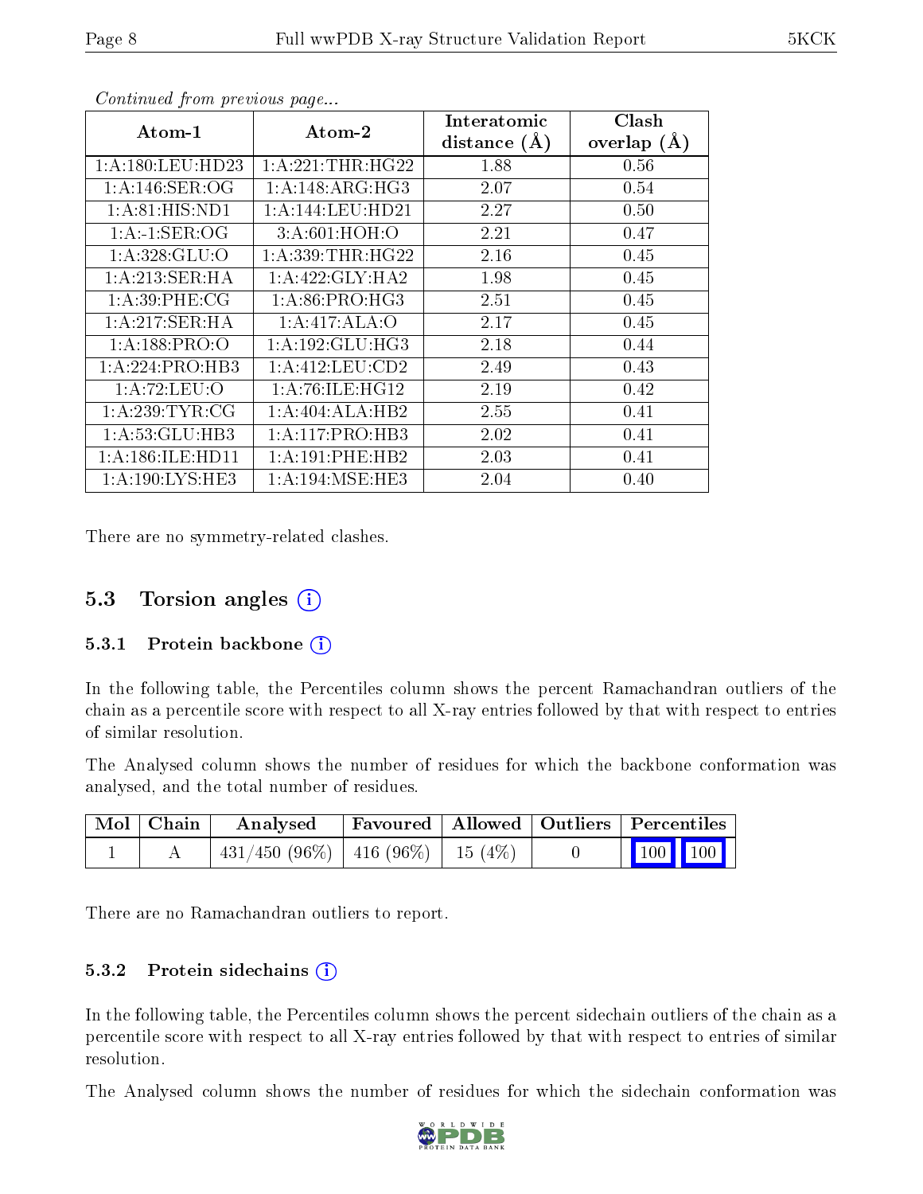*Continued from previous page...*

| Atom-1 | Atom-2 | Interatomic distance (Å) | Clash overlap (Å) |
| --- | --- | --- | --- |
| 1:A:180:LEU:HD23 | 1:A:221:THR:HG22 | 1.88 | 0.56 |
| 1:A:146:SER:OG | 1:A:148:ARG:HG3 | 2.07 | 0.54 |
| 1:A:81:HIS:ND1 | 1:A:144:LEU:HD21 | 2.27 | 0.50 |
| 1:A:-1:SER:OG | 3:A:601:HOH:O | 2.21 | 0.47 |
| 1:A:328:GLU:O | 1:A:339:THR:HG22 | 2.16 | 0.45 |
| 1:A:213:SER:HA | 1:A:422:GLY:HA2 | 1.98 | 0.45 |
| 1:A:39:PHE:CG | 1:A:86:PRO:HG3 | 2.51 | 0.45 |
| 1:A:217:SER:HA | 1:A:417:ALA:O | 2.17 | 0.45 |
| 1:A:188:PRO:O | 1:A:192:GLU:HG3 | 2.18 | 0.44 |
| 1:A:224:PRO:HB3 | 1:A:412:LEU:CD2 | 2.49 | 0.43 |
| 1:A:72:LEU:O | 1:A:76:ILE:HG12 | 2.19 | 0.42 |
| 1:A:239:TYR:CG | 1:A:404:ALA:HB2 | 2.55 | 0.41 |
| 1:A:53:GLU:HB3 | 1:A:117:PRO:HB3 | 2.02 | 0.41 |
| 1:A:186:ILE:HD11 | 1:A:191:PHE:HB2 | 2.03 | 0.41 |
| 1:A:190:LYS:HE3 | 1:A:194:MSE:HE3 | 2.04 | 0.40 |

There are no symmetry-related clashes.

## 5.3 Torsion angles (i)

### 5.3.1 Protein backbone (i)

In the following table, the Percentiles column shows the percent Ramachandran outliers of the chain as a percentile score with respect to all X-ray entries followed by that with respect to entries of similar resolution.

The Analysed column shows the number of residues for which the backbone conformation was analysed, and the total number of residues.

| Mol | Chain | Analysed | Favoured | Allowed | Outliers | Percentiles | |
| --- | --- | --- | --- | --- | --- | --- | --- |
| 1 | A | 431/450 (96%) | 416 (96%) | 15 (4%) | 0 | 100 | 100 |

There are no Ramachandran outliers to report.

### 5.3.2 Protein sidechains (i)

In the following table, the Percentiles column shows the percent sidechain outliers of the chain as a percentile score with respect to all X-ray entries followed by that with respect to entries of similar resolution.

The Analysed column shows the number of residues for which the sidechain conformation was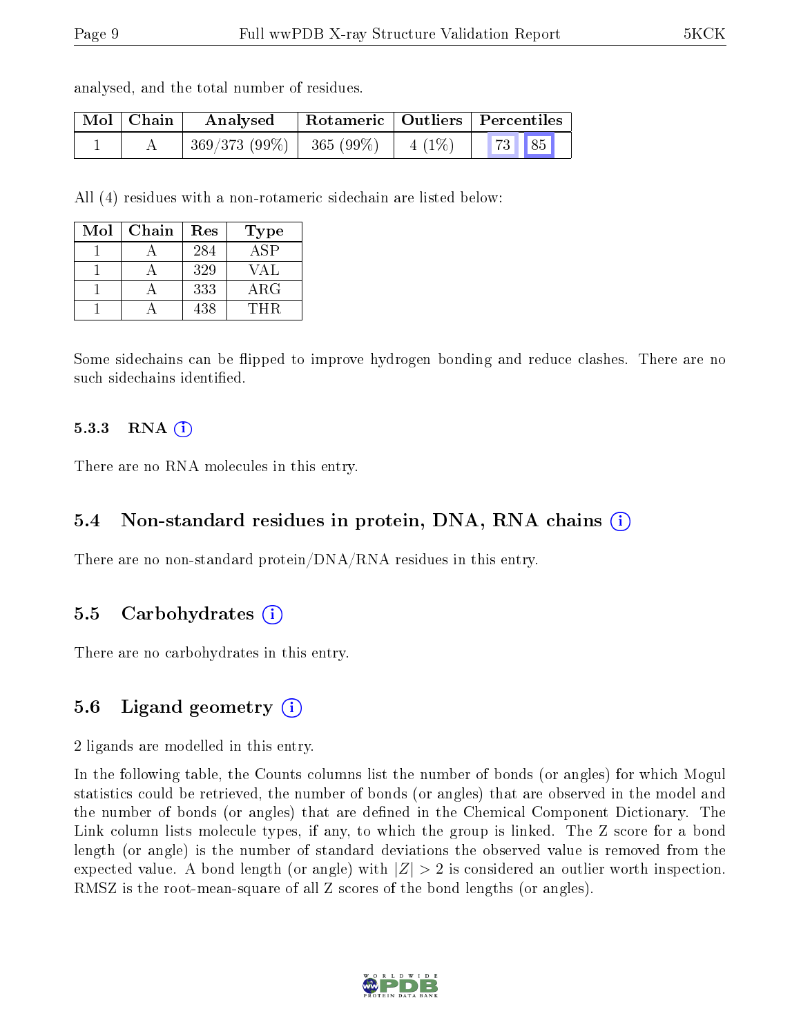analysed, and the total number of residues.

| Mol | Chain | Analysed | Rotameric | Outliers | Percentiles | |
|---|---|---|---|---|---|---|
| 1 | A | 369/373 (99%) | 365 (99%) | 4 (1%) | 73 | 85 |

All (4) residues with a non-rotameric sidechain are listed below:

| Mol | Chain | Res | Type |
|---|---|---|---|
| 1 | A | 284 | ASP |
| 1 | A | 329 | VAL |
| 1 | A | 333 | ARG |
| 1 | A | 438 | THR |

Some sidechains can be flipped to improve hydrogen bonding and reduce clashes. There are no such sidechains identified.

#### 5.3.3 RNA

There are no RNA molecules in this entry.

### 5.4 Non-standard residues in protein, DNA, RNA chains

There are no non-standard protein/DNA/RNA residues in this entry.

### 5.5 Carbohydrates

There are no carbohydrates in this entry.

### 5.6 Ligand geometry

2 ligands are modelled in this entry.

In the following table, the Counts columns list the number of bonds (or angles) for which Mogul statistics could be retrieved, the number of bonds (or angles) that are observed in the model and the number of bonds (or angles) that are defined in the Chemical Component Dictionary. The Link column lists molecule types, if any, to which the group is linked. The Z score for a bond length (or angle) is the number of standard deviations the observed value is removed from the expected value. A bond length (or angle) with $|Z| > 2$ is considered an outlier worth inspection. RMSZ is the root-mean-square of all Z scores of the bond lengths (or angles).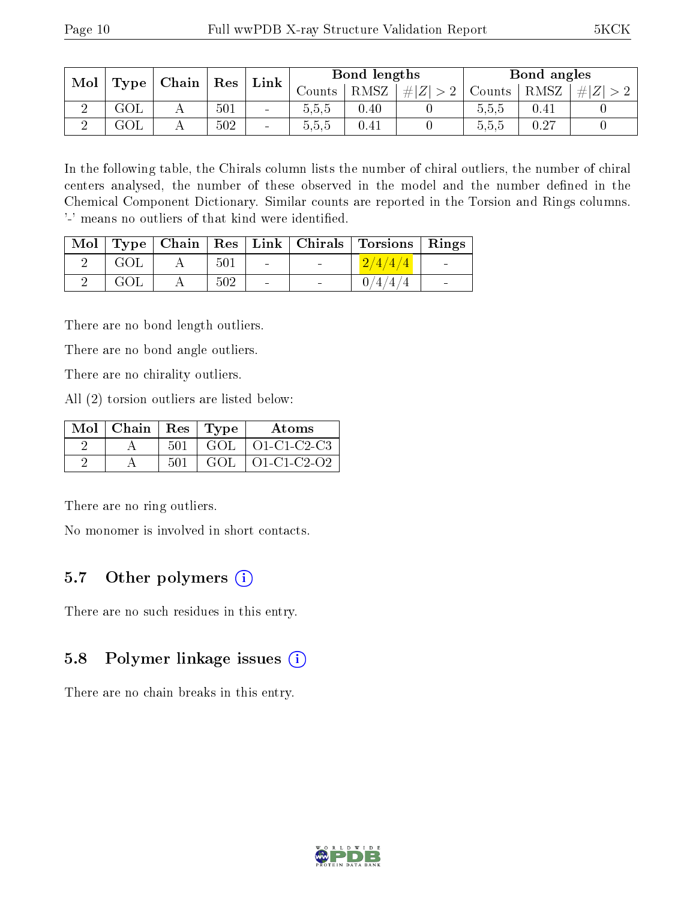| Mol | Type | Chain | Res | Link | Bond lengths | | | Bond angles | | |
|---|---|---|---|---|---|---|---|---|---|---|
| | | | | | Counts | RMSZ | # $\|Z\| > 2$ | Counts | RMSZ | # $\|Z\| > 2$ |
| 2 | GOL | A | 501 | - | 5,5,5 | 0.40 | 0 | 5,5,5 | 0.41 | 0 |
| 2 | GOL | A | 502 | - | 5,5,5 | 0.41 | 0 | 5,5,5 | 0.27 | 0 |

In the following table, the Chirals column lists the number of chiral outliers, the number of chiral centers analysed, the number of these observed in the model and the number defined in the Chemical Component Dictionary. Similar counts are reported in the Torsion and Rings columns. '-' means no outliers of that kind were identified.

| Mol | Type | Chain | Res | Link | Chirals | Torsions | Rings |
|---|---|---|---|---|---|---|---|
| 2 | GOL | A | 501 | - | - | 2/4/4/4 | - |
| 2 | GOL | A | 502 | - | - | 0/4/4/4 | - |

There are no bond length outliers.

There are no bond angle outliers.

There are no chirality outliers.

All (2) torsion outliers are listed below:

| Mol | Chain | Res | Type | Atoms |
|---|---|---|---|---|
| 2 | A | 501 | GOL | O1-C1-C2-C3 |
| 2 | A | 501 | GOL | O1-C1-C2-O2 |

There are no ring outliers.

No monomer is involved in short contacts.

### 5.7 Other polymers

There are no such residues in this entry.

### 5.8 Polymer linkage issues

There are no chain breaks in this entry.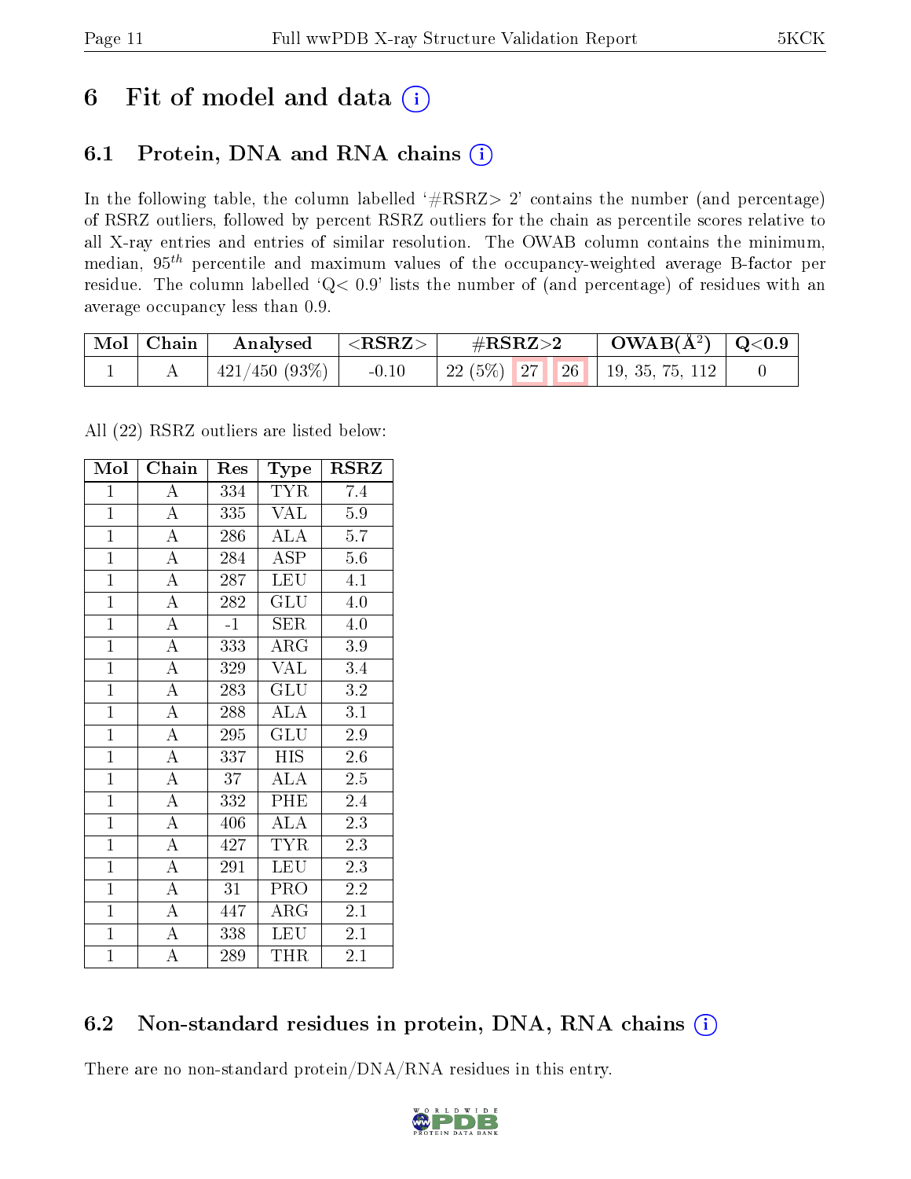# 6 Fit of model and data

## 6.1 Protein, DNA and RNA chains

In the following table, the column labelled '#RSRZ> 2' contains the number (and percentage) of RSRZ outliers, followed by percent RSRZ outliers for the chain as percentile scores relative to all X-ray entries and entries of similar resolution. The OWAB column contains the minimum, median, $95^{th}$ percentile and maximum values of the occupancy-weighted average B-factor per residue. The column labelled 'Q< 0.9' lists the number of (and percentage) of residues with an average occupancy less than 0.9.

| Mol | Chain | Analysed | <RSRZ> | #RSRZ>2 | | | OWAB(Å$^2$) | Q<0.9 |
|---|---|---|---|---|---|---|---|---|
| 1 | A | 421/450 (93%) | -0.10 | 22 (5%) | 27 | 26 | 19, 35, 75, 112 | 0 |

All (22) RSRZ outliers are listed below:

| Mol | Chain | Res | Type | RSRZ |
|---|---|---|---|---|
| 1 | A | 334 | TYR | 7.4 |
| 1 | A | 335 | VAL | 5.9 |
| 1 | A | 286 | ALA | 5.7 |
| 1 | A | 284 | ASP | 5.6 |
| 1 | A | 287 | LEU | 4.1 |
| 1 | A | 282 | GLU | 4.0 |
| 1 | A | -1 | SER | 4.0 |
| 1 | A | 333 | ARG | 3.9 |
| 1 | A | 329 | VAL | 3.4 |
| 1 | A | 283 | GLU | 3.2 |
| 1 | A | 288 | ALA | 3.1 |
| 1 | A | 295 | GLU | 2.9 |
| 1 | A | 337 | HIS | 2.6 |
| 1 | A | 37 | ALA | 2.5 |
| 1 | A | 332 | PHE | 2.4 |
| 1 | A | 406 | ALA | 2.3 |
| 1 | A | 427 | TYR | 2.3 |
| 1 | A | 291 | LEU | 2.3 |
| 1 | A | 31 | PRO | 2.2 |
| 1 | A | 447 | ARG | 2.1 |
| 1 | A | 338 | LEU | 2.1 |
| 1 | A | 289 | THR | 2.1 |

## 6.2 Non-standard residues in protein, DNA, RNA chains

There are no non-standard protein/DNA/RNA residues in this entry.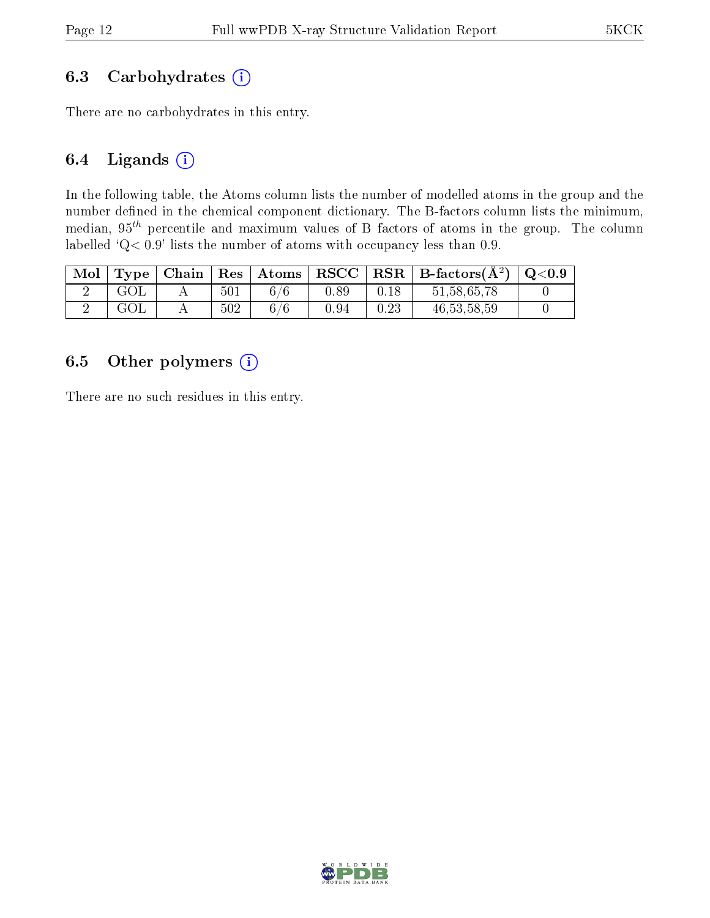### 6.3 Carbohydrates

There are no carbohydrates in this entry.

### 6.4 Ligands

In the following table, the Atoms column lists the number of modelled atoms in the group and the number defined in the chemical component dictionary. The B-factors column lists the minimum, median, $95^{th}$ percentile and maximum values of B factors of atoms in the group. The column labelled 'Q< 0.9' lists the number of atoms with occupancy less than 0.9.

| Mol | Type | Chain | Res | Atoms | RSCC | RSR | B-factors($Å^2$) | Q<0.9 |
|---|---|---|---|---|---|---|---|---|
| 2 | GOL | A | 501 | 6/6 | 0.89 | 0.18 | 51,58,65,78 | 0 |
| 2 | GOL | A | 502 | 6/6 | 0.94 | 0.23 | 46,53,58,59 | 0 |

### 6.5 Other polymers

There are no such residues in this entry.